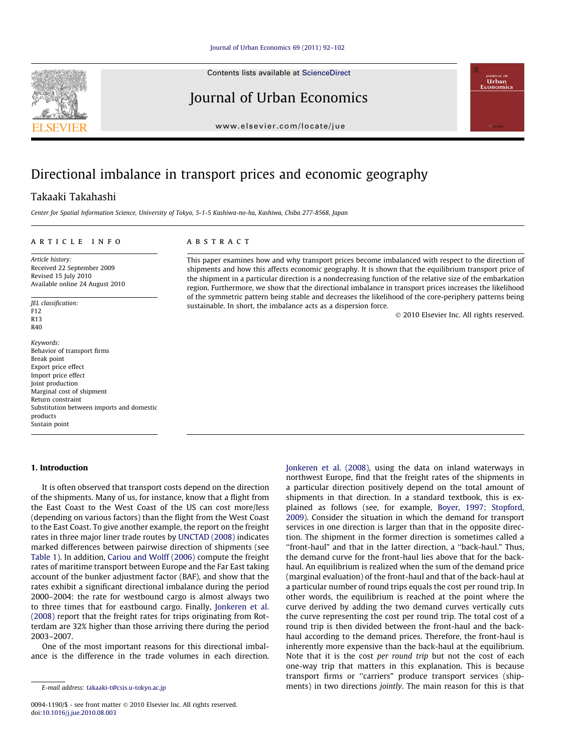# Directional imbalance in transport prices and economic geography

Takaaki Takahashi

*Center for Spatial Information Science, University of Tokyo, 5-1-5 Kashiwa-no-ha, Kashiwa, Chiba 277-8568, Japan*

## ARTICLE INFO

*Article history:*
Received 22 September 2009
Revised 15 July 2010
Available online 24 August 2010

*JEL classification:*
F12
R13
R40

*Keywords:*
Behavior of transport firms
Break point
Export price effect
Import price effect
Joint production
Marginal cost of shipment
Return constraint
Substitution between imports and domestic products
Sustain point

## ABSTRACT

This paper examines how and why transport prices become imbalanced with respect to the direction of shipments and how this affects economic geography. It is shown that the equilibrium transport price of the shipment in a particular direction is a nondecreasing function of the relative size of the embarkation region. Furthermore, we show that the directional imbalance in transport prices increases the likelihood of the symmetric pattern being stable and decreases the likelihood of the core-periphery patterns being sustainable. In short, the imbalance acts as a dispersion force.

© 2010 Elsevier Inc. All rights reserved.

## 1. Introduction

It is often observed that transport costs depend on the direction of the shipments. Many of us, for instance, know that a flight from the East Coast to the West Coast of the US can cost more/less (depending on various factors) than the flight from the West Coast to the East Coast. To give another example, the report on the freight rates in three major liner trade routes by UNCTAD (2008) indicates marked differences between pairwise direction of shipments (see Table 1). In addition, Cariou and Wolff (2006) compute the freight rates of maritime transport between Europe and the Far East taking account of the bunker adjustment factor (BAF), and show that the rates exhibit a significant directional imbalance during the period 2000–2004: the rate for westbound cargo is almost always two to three times that for eastbound cargo. Finally, Jonkeren et al. (2008) report that the freight rates for trips originating from Rotterdam are 32% higher than those arriving there during the period 2003–2007.

One of the most important reasons for this directional imbalance is the difference in the trade volumes in each direction. Jonkeren et al. (2008), using the data on inland waterways in northwest Europe, find that the freight rates of the shipments in a particular direction positively depend on the total amount of shipments in that direction. In a standard textbook, this is explained as follows (see, for example, Boyer, 1997; Stopford, 2009). Consider the situation in which the demand for transport services in one direction is larger than that in the opposite direction. The shipment in the former direction is sometimes called a "front-haul" and that in the latter direction, a "back-haul." Thus, the demand curve for the front-haul lies above that for the back-haul. An equilibrium is realized when the sum of the demand price (marginal evaluation) of the front-haul and that of the back-haul at a particular number of round trips equals the cost per round trip. In other words, the equilibrium is reached at the point where the curve derived by adding the two demand curves vertically cuts the curve representing the cost per round trip. The total cost of a round trip is then divided between the front-haul and the back-haul according to the demand prices. Therefore, the front-haul is inherently more expensive than the back-haul at the equilibrium. Note that it is the cost *per round trip* but not the cost of each one-way trip that matters in this explanation. This is because transport firms or "carriers" produce transport services (shipments) in two directions *jointly*. The main reason for this is that

E-mail address: takaaki-t@csis.u-tokyo.ac.jp

0094-1190/$ - see front matter © 2010 Elsevier Inc. All rights reserved.
doi:10.1016/j.jue.2010.08.003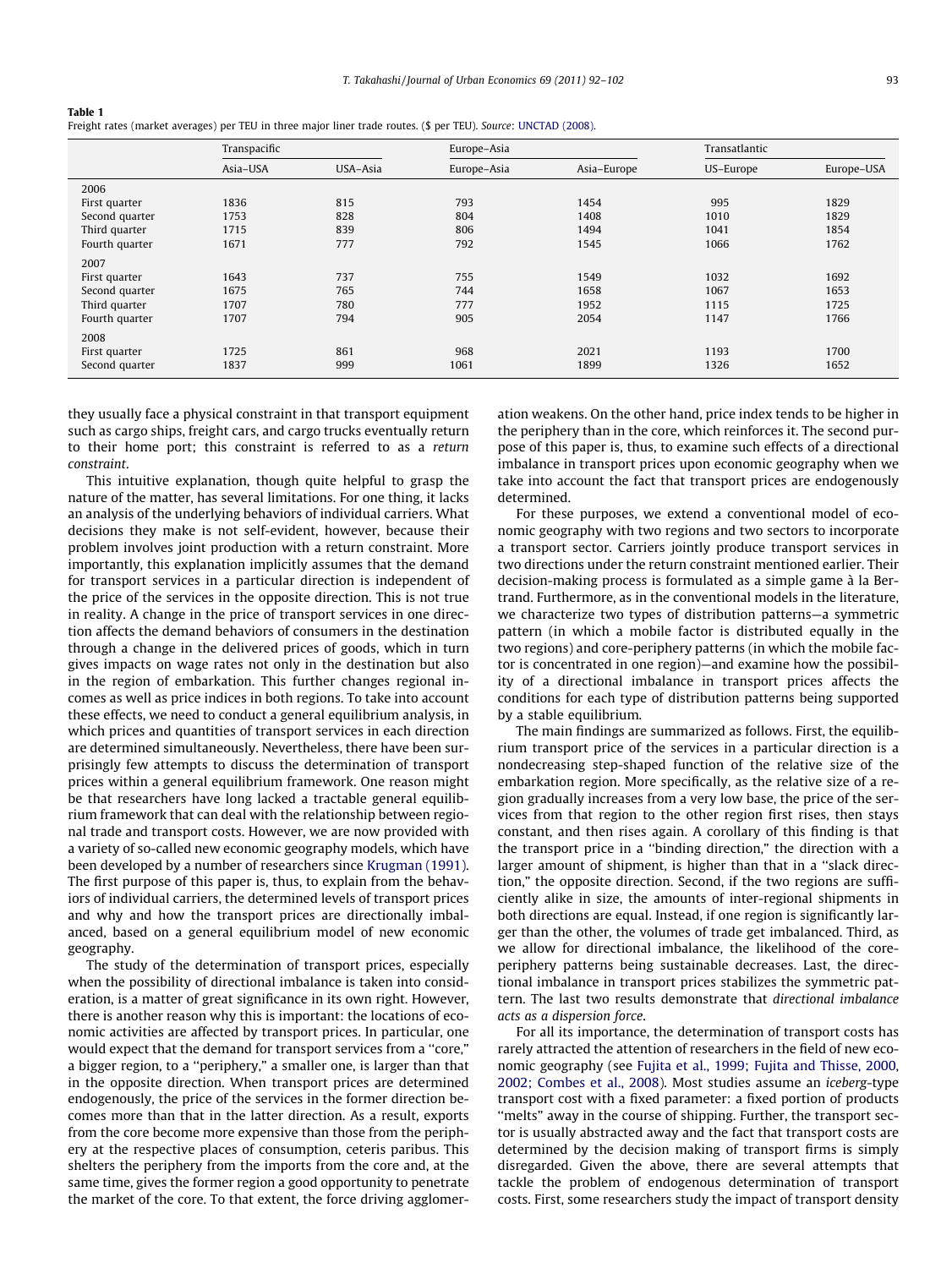**Table 1**
Freight rates (market averages) per TEU in three major liner trade routes. ($ per TEU). *Source*: UNCTAD (2008).

| | Transpacific | | Europe–Asia | | Transatlantic | |
|---|---|---|---|---|---|---|
| | Asia–USA | USA–Asia | Europe–Asia | Asia–Europe | US–Europe | Europe–USA |
| 2006 | | | | | | |
| First quarter | 1836 | 815 | 793 | 1454 | 995 | 1829 |
| Second quarter | 1753 | 828 | 804 | 1408 | 1010 | 1829 |
| Third quarter | 1715 | 839 | 806 | 1494 | 1041 | 1854 |
| Fourth quarter | 1671 | 777 | 792 | 1545 | 1066 | 1762 |
| 2007 | | | | | | |
| First quarter | 1643 | 737 | 755 | 1549 | 1032 | 1692 |
| Second quarter | 1675 | 765 | 744 | 1658 | 1067 | 1653 |
| Third quarter | 1707 | 780 | 777 | 1952 | 1115 | 1725 |
| Fourth quarter | 1707 | 794 | 905 | 2054 | 1147 | 1766 |
| 2008 | | | | | | |
| First quarter | 1725 | 861 | 968 | 2021 | 1193 | 1700 |
| Second quarter | 1837 | 999 | 1061 | 1899 | 1326 | 1652 |

they usually face a physical constraint in that transport equipment such as cargo ships, freight cars, and cargo trucks eventually return to their home port; this constraint is referred to as a *return constraint*.

This intuitive explanation, though quite helpful to grasp the nature of the matter, has several limitations. For one thing, it lacks an analysis of the underlying behaviors of individual carriers. What decisions they make is not self-evident, however, because their problem involves joint production with a return constraint. More importantly, this explanation implicitly assumes that the demand for transport services in a particular direction is independent of the price of the services in the opposite direction. This is not true in reality. A change in the price of transport services in one direction affects the demand behaviors of consumers in the destination through a change in the delivered prices of goods, which in turn gives impacts on wage rates not only in the destination but also in the region of embarkation. This further changes regional incomes as well as price indices in both regions. To take into account these effects, we need to conduct a general equilibrium analysis, in which prices and quantities of transport services in each direction are determined simultaneously. Nevertheless, there have been surprisingly few attempts to discuss the determination of transport prices within a general equilibrium framework. One reason might be that researchers have long lacked a tractable general equilibrium framework that can deal with the relationship between regional trade and transport costs. However, we are now provided with a variety of so-called new economic geography models, which have been developed by a number of researchers since Krugman (1991). The first purpose of this paper is, thus, to explain from the behaviors of individual carriers, the determined levels of transport prices and why and how the transport prices are directionally imbalanced, based on a general equilibrium model of new economic geography.

The study of the determination of transport prices, especially when the possibility of directional imbalance is taken into consideration, is a matter of great significance in its own right. However, there is another reason why this is important: the locations of economic activities are affected by transport prices. In particular, one would expect that the demand for transport services from a "core," a bigger region, to a "periphery," a smaller one, is larger than that in the opposite direction. When transport prices are determined endogenously, the price of the services in the former direction becomes more than that in the latter direction. As a result, exports from the core become more expensive than those from the periphery at the respective places of consumption, ceteris paribus. This shelters the periphery from the imports from the core and, at the same time, gives the former region a good opportunity to penetrate the market of the core. To that extent, the force driving agglomeration weakens. On the other hand, price index tends to be higher in the periphery than in the core, which reinforces it. The second purpose of this paper is, thus, to examine such effects of a directional imbalance in transport prices upon economic geography when we take into account the fact that transport prices are endogenously determined.

For these purposes, we extend a conventional model of economic geography with two regions and two sectors to incorporate a transport sector. Carriers jointly produce transport services in two directions under the return constraint mentioned earlier. Their decision-making process is formulated as a simple game à la Bertrand. Furthermore, as in the conventional models in the literature, we characterize two types of distribution patterns—a symmetric pattern (in which a mobile factor is distributed equally in the two regions) and core-periphery patterns (in which the mobile factor is concentrated in one region)—and examine how the possibility of a directional imbalance in transport prices affects the conditions for each type of distribution patterns being supported by a stable equilibrium.

The main findings are summarized as follows. First, the equilibrium transport price of the services in a particular direction is a nondecreasing step-shaped function of the relative size of the embarkation region. More specifically, as the relative size of a region gradually increases from a very low base, the price of the services from that region to the other region first rises, then stays constant, and then rises again. A corollary of this finding is that the transport price in a "binding direction," the direction with a larger amount of shipment, is higher than that in a "slack direction," the opposite direction. Second, if the two regions are sufficiently alike in size, the amounts of inter-regional shipments in both directions are equal. Instead, if one region is significantly larger than the other, the volumes of trade get imbalanced. Third, as we allow for directional imbalance, the likelihood of the core-periphery patterns being sustainable decreases. Last, the directional imbalance in transport prices stabilizes the symmetric pattern. The last two results demonstrate that *directional imbalance acts as a dispersion force*.

For all its importance, the determination of transport costs has rarely attracted the attention of researchers in the field of new economic geography (see Fujita et al., 1999; Fujita and Thisse, 2000, 2002; Combes et al., 2008). Most studies assume an *iceberg*-type transport cost with a fixed parameter: a fixed portion of products "melts" away in the course of shipping. Further, the transport sector is usually abstracted away and the fact that transport costs are determined by the decision making of transport firms is simply disregarded. Given the above, there are several attempts that tackle the problem of endogenous determination of transport costs. First, some researchers study the impact of transport density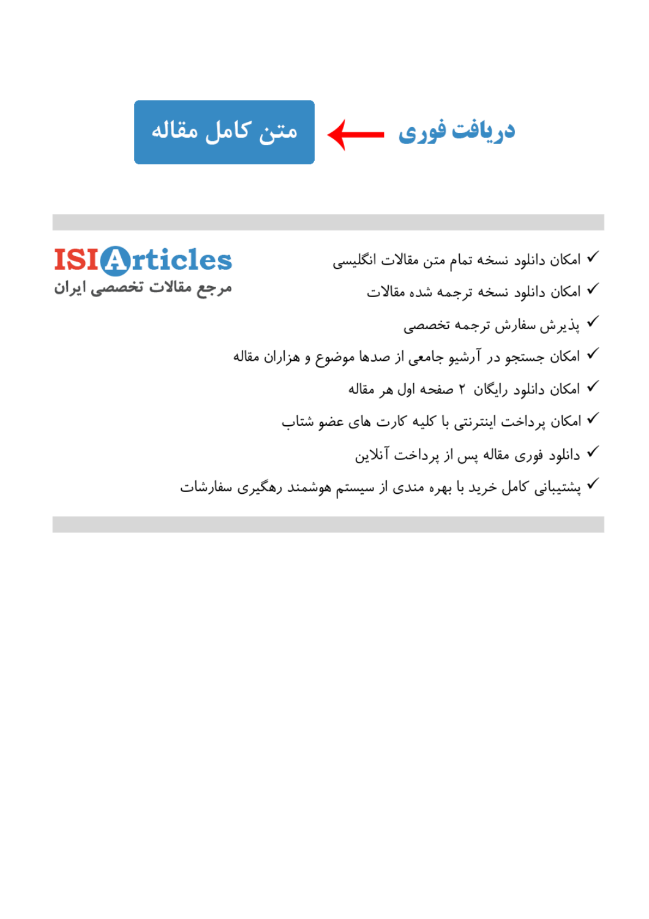دریافت فوری ← **متن کامل مقاله**

**ISIArticles**
مرجع مقالات تخصصی ایران

- ✓ امکان دانلود نسخه تمام متن مقالات انگلیسی
- ✓ امکان دانلود نسخه ترجمه شده مقالات
- ✓ پذیرش سفارش ترجمه تخصصی
- ✓ امکان جستجو در آرشیو جامعی از صدها موضوع و هزاران مقاله
- ✓ امکان دانلود رایگان ۲ صفحه اول هر مقاله
- ✓ امکان پرداخت اینترنتی با کلیه کارت های عضو شتاب
- ✓ دانلود فوری مقاله پس از پرداخت آنلاین
- ✓ پشتیبانی کامل خرید با بهره مندی از سیستم هوشمند رهگیری سفارشات